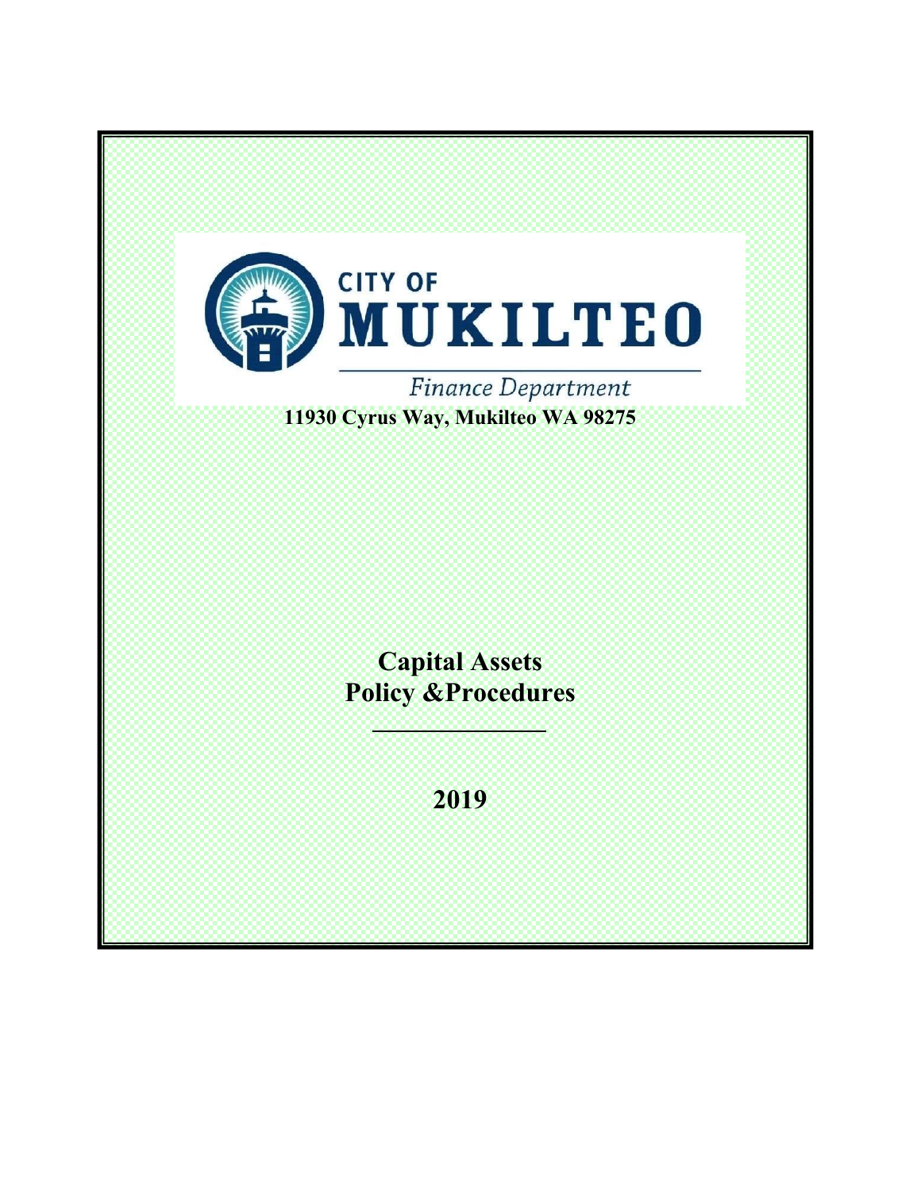CITY OF
# MUKILTEO

*Finance Department*

**11930 Cyrus Way, Mukilteo WA 98275**

# Capital Assets
# Policy &Procedures

---

## 2019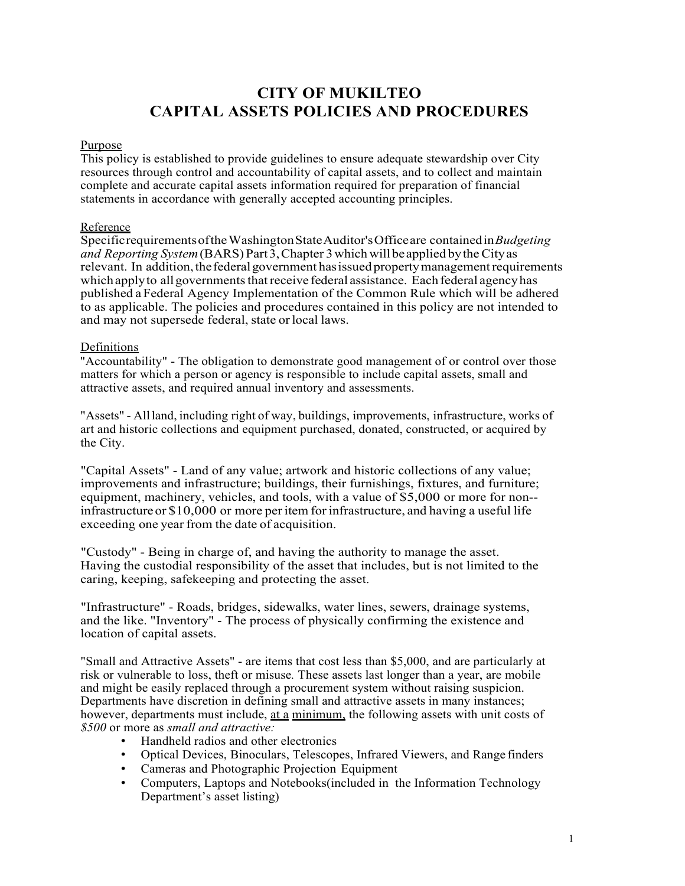# CITY OF MUKILTEO
# CAPITAL ASSETS POLICIES AND PROCEDURES

Purpose

This policy is established to provide guidelines to ensure adequate stewardship over City resources through control and accountability of capital assets, and to collect and maintain complete and accurate capital assets information required for preparation of financial statements in accordance with generally accepted accounting principles.

Reference

Specific requirements of the Washington State Auditor's Office are contained in *Budgeting and Reporting System* (BARS) Part 3, Chapter 3 which will be applied by the City as relevant. In addition, the federal government has issued property management requirements which apply to all governments that receive federal assistance. Each federal agency has published a Federal Agency Implementation of the Common Rule which will be adhered to as applicable. The policies and procedures contained in this policy are not intended to and may not supersede federal, state or local laws.

Definitions

"Accountability" - The obligation to demonstrate good management of or control over those matters for which a person or agency is responsible to include capital assets, small and attractive assets, and required annual inventory and assessments.

"Assets" - All land, including right of way, buildings, improvements, infrastructure, works of art and historic collections and equipment purchased, donated, constructed, or acquired by the City.

"Capital Assets" - Land of any value; artwork and historic collections of any value; improvements and infrastructure; buildings, their furnishings, fixtures, and furniture; equipment, machinery, vehicles, and tools, with a value of $5,000 or more for non--infrastructure or $10,000 or more per item for infrastructure, and having a useful life exceeding one year from the date of acquisition.

"Custody" - Being in charge of, and having the authority to manage the asset. Having the custodial responsibility of the asset that includes, but is not limited to the caring, keeping, safekeeping and protecting the asset.

"Infrastructure" - Roads, bridges, sidewalks, water lines, sewers, drainage systems, and the like. "Inventory" - The process of physically confirming the existence and location of capital assets.

"Small and Attractive Assets" - are items that cost less than $5,000, and are particularly at risk or vulnerable to loss, theft or misuse. These assets last longer than a year, are mobile and might be easily replaced through a procurement system without raising suspicion. Departments have discretion in defining small and attractive assets in many instances; however, departments must include, at a minimum, the following assets with unit costs of *$500* or more as *small and attractive:*

- Handheld radios and other electronics
- Optical Devices, Binoculars, Telescopes, Infrared Viewers, and Range finders
- Cameras and Photographic Projection Equipment
- Computers, Laptops and Notebooks(included in the Information Technology Department's asset listing)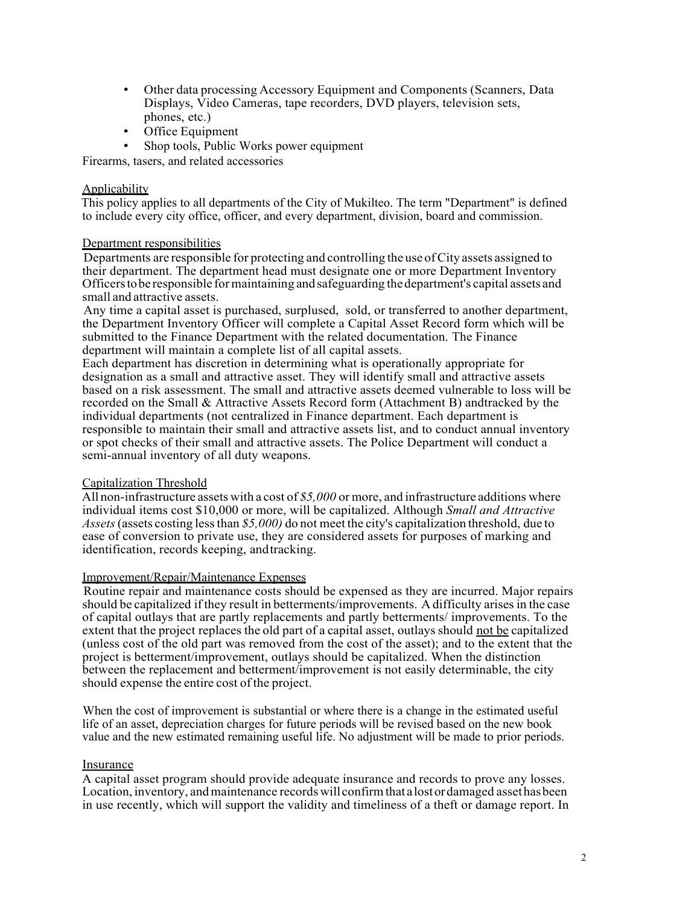- Other data processing Accessory Equipment and Components (Scanners, Data Displays, Video Cameras, tape recorders, DVD players, television sets, phones, etc.)
- Office Equipment
- Shop tools, Public Works power equipment

Firearms, tasers, and related accessories

<u>Applicability</u>

This policy applies to all departments of the City of Mukilteo. The term "Department" is defined to include every city office, officer, and every department, division, board and commission.

<u>Department responsibilities</u>

Departments are responsible for protecting and controlling the use of City assets assigned to their department. The department head must designate one or more Department Inventory Officers to be responsible for maintaining and safeguarding the department's capital assets and small and attractive assets.

Any time a capital asset is purchased, surplused, sold, or transferred to another department, the Department Inventory Officer will complete a Capital Asset Record form which will be submitted to the Finance Department with the related documentation. The Finance department will maintain a complete list of all capital assets.

Each department has discretion in determining what is operationally appropriate for designation as a small and attractive asset. They will identify small and attractive assets based on a risk assessment. The small and attractive assets deemed vulnerable to loss will be recorded on the Small & Attractive Assets Record form (Attachment B) andtracked by the individual departments (not centralized in Finance department. Each department is responsible to maintain their small and attractive assets list, and to conduct annual inventory or spot checks of their small and attractive assets. The Police Department will conduct a semi-annual inventory of all duty weapons.

<u>Capitalization Threshold</u>

All non-infrastructure assets with a cost of *$5,000* or more, and infrastructure additions where individual items cost $10,000 or more, will be capitalized. Although *Small and Attractive Assets* (assets costing less than *$5,000)* do not meet the city's capitalization threshold, due to ease of conversion to private use, they are considered assets for purposes of marking and identification, records keeping, andtracking.

<u>Improvement/Repair/Maintenance Expenses</u>

Routine repair and maintenance costs should be expensed as they are incurred. Major repairs should be capitalized if they result in betterments/improvements. A difficulty arises in the case of capital outlays that are partly replacements and partly betterments/ improvements. To the extent that the project replaces the old part of a capital asset, outlays should <u>not be</u> capitalized (unless cost of the old part was removed from the cost of the asset); and to the extent that the project is betterment/improvement, outlays should be capitalized. When the distinction between the replacement and betterment/improvement is not easily determinable, the city should expense the entire cost of the project.

When the cost of improvement is substantial or where there is a change in the estimated useful life of an asset, depreciation charges for future periods will be revised based on the new book value and the new estimated remaining useful life. No adjustment will be made to prior periods.

<u>Insurance</u>

A capital asset program should provide adequate insurance and records to prove any losses. Location, inventory, and maintenance records will confirm that a lost or damaged asset has been in use recently, which will support the validity and timeliness of a theft or damage report. In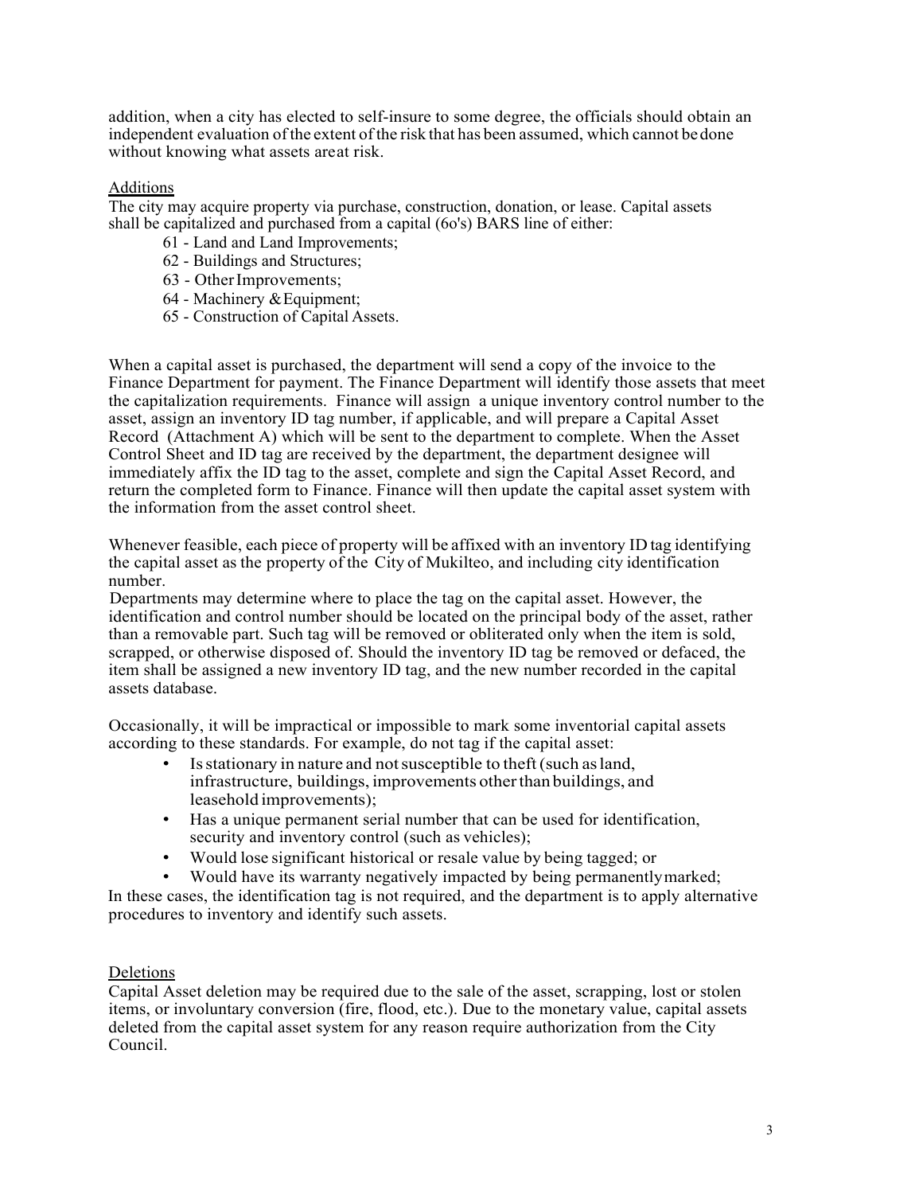addition, when a city has elected to self-insure to some degree, the officials should obtain an independent evaluation of the extent of the risk that has been assumed, which cannot be done without knowing what assets are at risk.

<u>Additions</u>

The city may acquire property via purchase, construction, donation, or lease. Capital assets shall be capitalized and purchased from a capital (6o's) BARS line of either:

- 61 - Land and Land Improvements;
- 62 - Buildings and Structures;
- 63 - Other Improvements;
- 64 - Machinery & Equipment;
- 65 - Construction of Capital Assets.

When a capital asset is purchased, the department will send a copy of the invoice to the Finance Department for payment. The Finance Department will identify those assets that meet the capitalization requirements. Finance will assign a unique inventory control number to the asset, assign an inventory ID tag number, if applicable, and will prepare a Capital Asset Record (Attachment A) which will be sent to the department to complete. When the Asset Control Sheet and ID tag are received by the department, the department designee will immediately affix the ID tag to the asset, complete and sign the Capital Asset Record, and return the completed form to Finance. Finance will then update the capital asset system with the information from the asset control sheet.

Whenever feasible, each piece of property will be affixed with an inventory ID tag identifying the capital asset as the property of the City of Mukilteo, and including city identification number.

Departments may determine where to place the tag on the capital asset. However, the identification and control number should be located on the principal body of the asset, rather than a removable part. Such tag will be removed or obliterated only when the item is sold, scrapped, or otherwise disposed of. Should the inventory ID tag be removed or defaced, the item shall be assigned a new inventory ID tag, and the new number recorded in the capital assets database.

Occasionally, it will be impractical or impossible to mark some inventorial capital assets according to these standards. For example, do not tag if the capital asset:

- Is stationary in nature and not susceptible to theft (such as land, infrastructure, buildings, improvements other than buildings, and leasehold improvements);
- Has a unique permanent serial number that can be used for identification, security and inventory control (such as vehicles);
- Would lose significant historical or resale value by being tagged; or
- Would have its warranty negatively impacted by being permanently marked;

In these cases, the identification tag is not required, and the department is to apply alternative procedures to inventory and identify such assets.

<u>Deletions</u>

Capital Asset deletion may be required due to the sale of the asset, scrapping, lost or stolen items, or involuntary conversion (fire, flood, etc.). Due to the monetary value, capital assets deleted from the capital asset system for any reason require authorization from the City Council.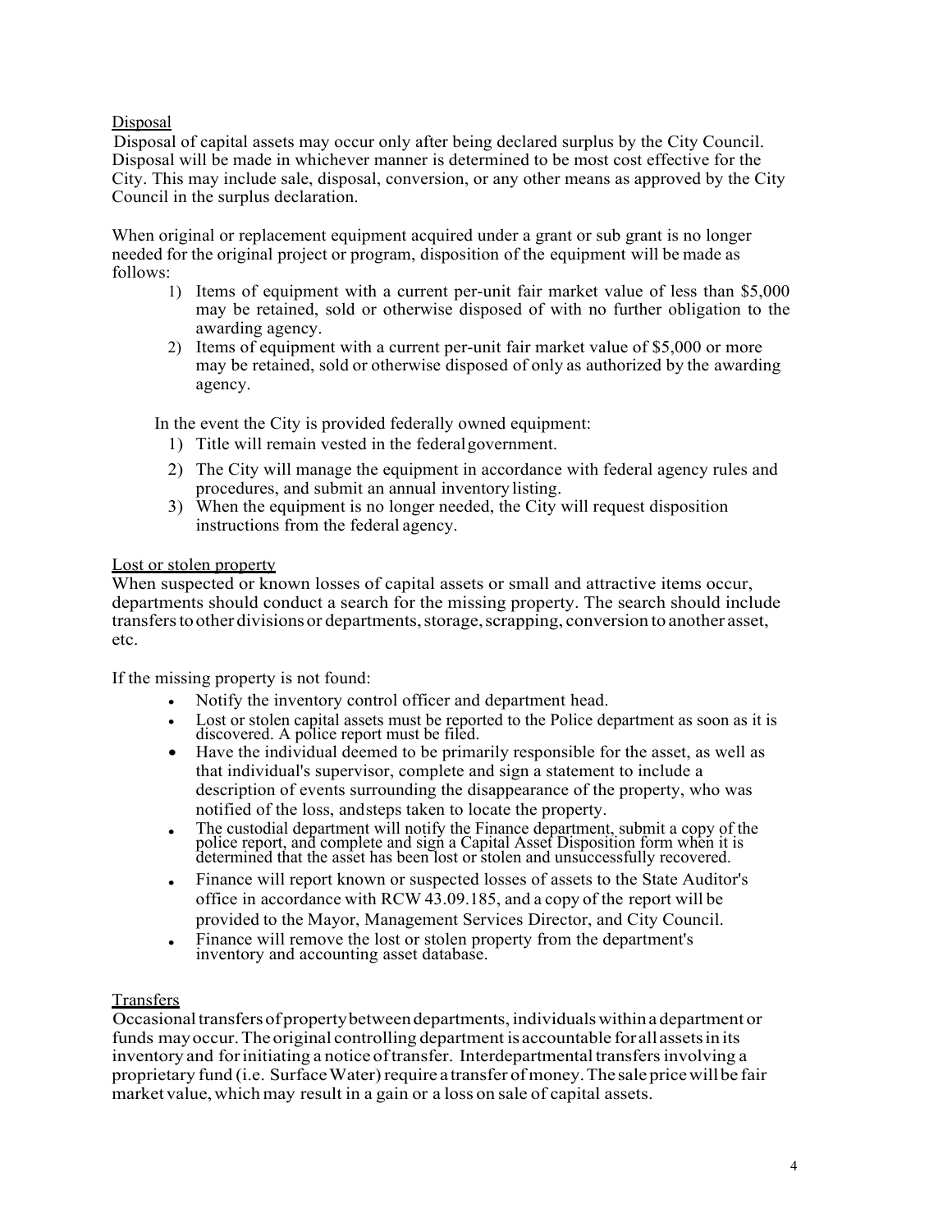Disposal

Disposal of capital assets may occur only after being declared surplus by the City Council. Disposal will be made in whichever manner is determined to be most cost effective for the City. This may include sale, disposal, conversion, or any other means as approved by the City Council in the surplus declaration.

When original or replacement equipment acquired under a grant or sub grant is no longer needed for the original project or program, disposition of the equipment will be made as follows:

1) Items of equipment with a current per-unit fair market value of less than $5,000 may be retained, sold or otherwise disposed of with no further obligation to the awarding agency.
2) Items of equipment with a current per-unit fair market value of $5,000 or more may be retained, sold or otherwise disposed of only as authorized by the awarding agency.

In the event the City is provided federally owned equipment:

1) Title will remain vested in the federal government.
2) The City will manage the equipment in accordance with federal agency rules and procedures, and submit an annual inventory listing.
3) When the equipment is no longer needed, the City will request disposition instructions from the federal agency.

Lost or stolen property

When suspected or known losses of capital assets or small and attractive items occur, departments should conduct a search for the missing property. The search should include transfers to other divisions or departments, storage, scrapping, conversion to another asset, etc.

If the missing property is not found:

- Notify the inventory control officer and department head.
- Lost or stolen capital assets must be reported to the Police department as soon as it is discovered. A police report must be filed.
- Have the individual deemed to be primarily responsible for the asset, as well as that individual's supervisor, complete and sign a statement to include a description of events surrounding the disappearance of the property, who was notified of the loss, and steps taken to locate the property.
- The custodial department will notify the Finance department, submit a copy of the police report, and complete and sign a Capital Asset Disposition form when it is determined that the asset has been lost or stolen and unsuccessfully recovered.
- Finance will report known or suspected losses of assets to the State Auditor's office in accordance with RCW 43.09.185, and a copy of the report will be provided to the Mayor, Management Services Director, and City Council.
- Finance will remove the lost or stolen property from the department's inventory and accounting asset database.

Transfers

Occasional transfers of property between departments, individuals within a department or funds may occur. The original controlling department is accountable for all assets in its inventory and for initiating a notice of transfer. Interdepartmental transfers involving a proprietary fund (i.e. Surface Water) require a transfer of money. The sale price will be fair market value, which may result in a gain or a loss on sale of capital assets.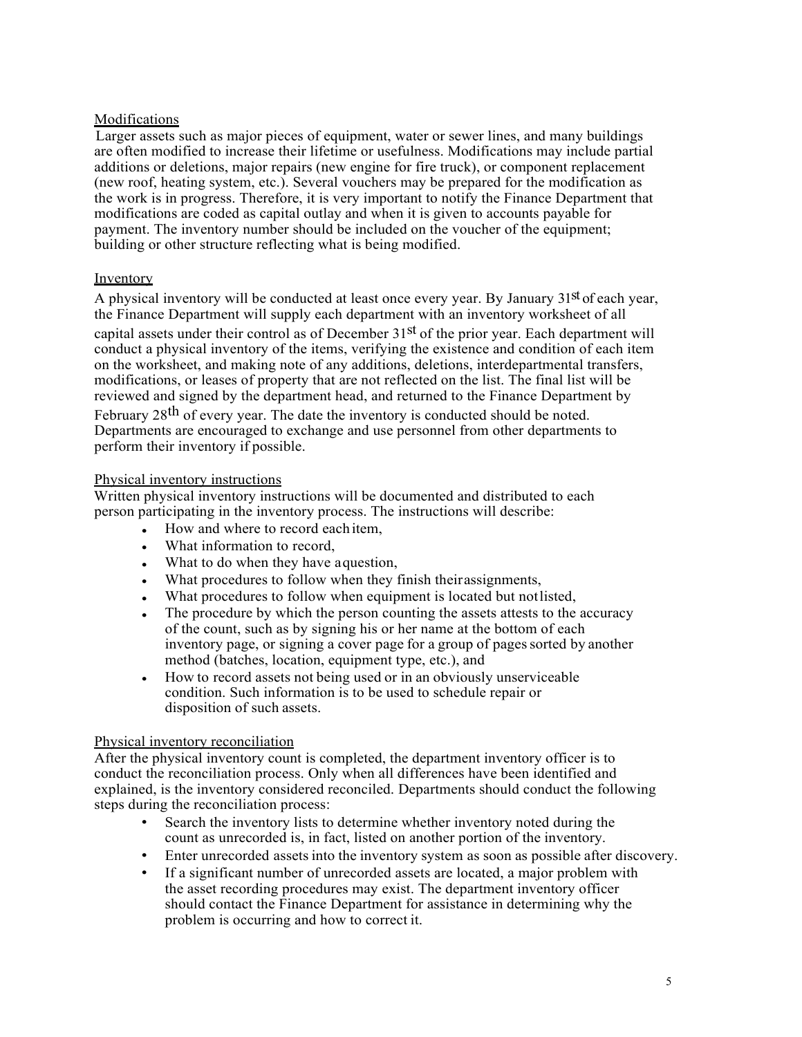## Modifications

Larger assets such as major pieces of equipment, water or sewer lines, and many buildings are often modified to increase their lifetime or usefulness. Modifications may include partial additions or deletions, major repairs (new engine for fire truck), or component replacement (new roof, heating system, etc.). Several vouchers may be prepared for the modification as the work is in progress. Therefore, it is very important to notify the Finance Department that modifications are coded as capital outlay and when it is given to accounts payable for payment. The inventory number should be included on the voucher of the equipment; building or other structure reflecting what is being modified.

## Inventory

A physical inventory will be conducted at least once every year. By January 31st of each year, the Finance Department will supply each department with an inventory worksheet of all capital assets under their control as of December 31st of the prior year. Each department will conduct a physical inventory of the items, verifying the existence and condition of each item on the worksheet, and making note of any additions, deletions, interdepartmental transfers, modifications, or leases of property that are not reflected on the list. The final list will be reviewed and signed by the department head, and returned to the Finance Department by February 28th of every year. The date the inventory is conducted should be noted. Departments are encouraged to exchange and use personnel from other departments to perform their inventory if possible.

## Physical inventory instructions

Written physical inventory instructions will be documented and distributed to each person participating in the inventory process. The instructions will describe:

- How and where to record each item,
- What information to record,
- What to do when they have a question,
- What procedures to follow when they finish their assignments,
- What procedures to follow when equipment is located but not listed,
- The procedure by which the person counting the assets attests to the accuracy of the count, such as by signing his or her name at the bottom of each inventory page, or signing a cover page for a group of pages sorted by another method (batches, location, equipment type, etc.), and
- How to record assets not being used or in an obviously unserviceable condition. Such information is to be used to schedule repair or disposition of such assets.

## Physical inventory reconciliation

After the physical inventory count is completed, the department inventory officer is to conduct the reconciliation process. Only when all differences have been identified and explained, is the inventory considered reconciled. Departments should conduct the following steps during the reconciliation process:

- Search the inventory lists to determine whether inventory noted during the count as unrecorded is, in fact, listed on another portion of the inventory.
- Enter unrecorded assets into the inventory system as soon as possible after discovery.
- If a significant number of unrecorded assets are located, a major problem with the asset recording procedures may exist. The department inventory officer should contact the Finance Department for assistance in determining why the problem is occurring and how to correct it.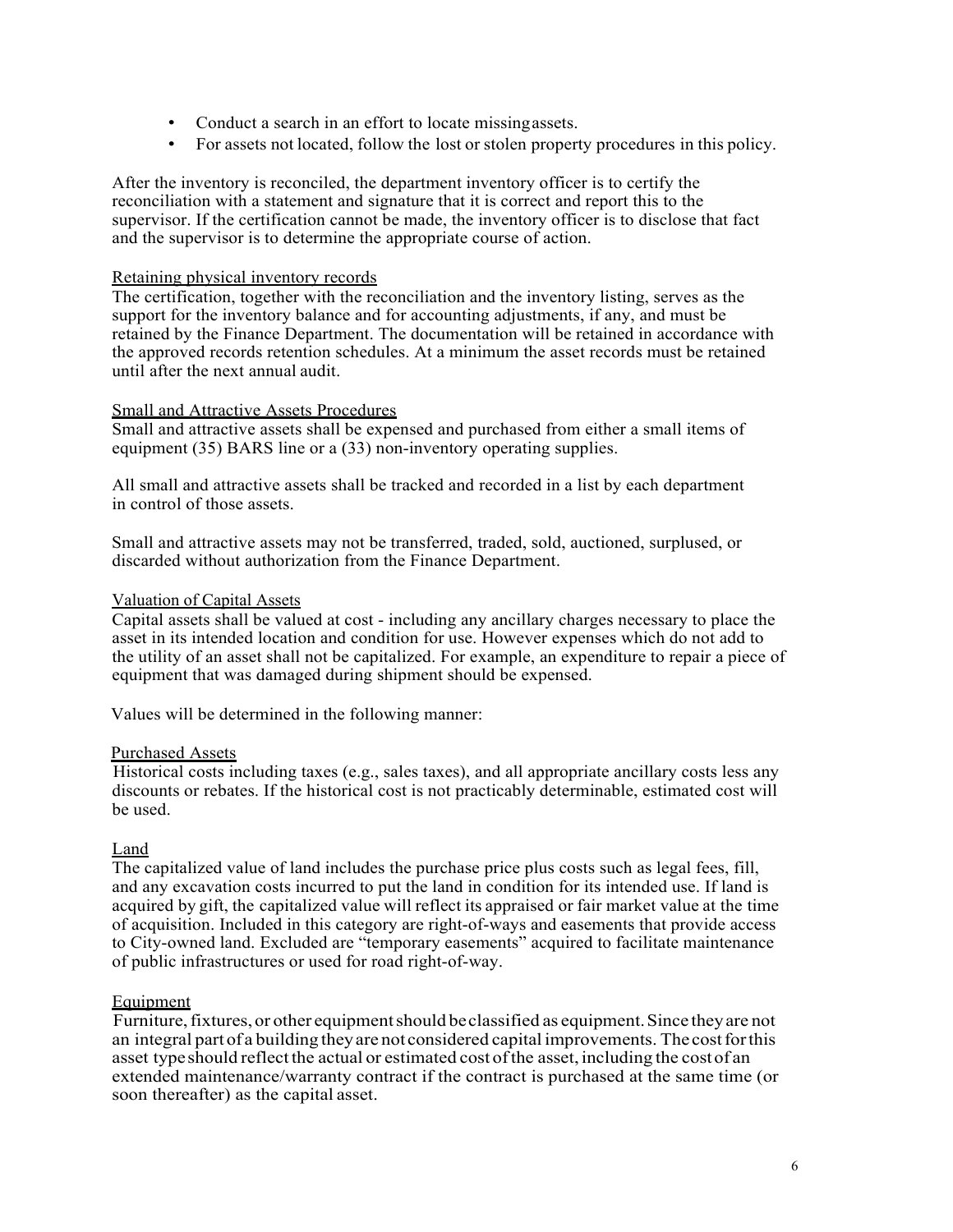- Conduct a search in an effort to locate missing assets.
- For assets not located, follow the lost or stolen property procedures in this policy.

After the inventory is reconciled, the department inventory officer is to certify the reconciliation with a statement and signature that it is correct and report this to the supervisor. If the certification cannot be made, the inventory officer is to disclose that fact and the supervisor is to determine the appropriate course of action.

<u>Retaining physical inventory records</u>

The certification, together with the reconciliation and the inventory listing, serves as the support for the inventory balance and for accounting adjustments, if any, and must be retained by the Finance Department. The documentation will be retained in accordance with the approved records retention schedules. At a minimum the asset records must be retained until after the next annual audit.

<u>Small and Attractive Assets Procedures</u>

Small and attractive assets shall be expensed and purchased from either a small items of equipment (35) BARS line or a (33) non-inventory operating supplies.

All small and attractive assets shall be tracked and recorded in a list by each department in control of those assets.

Small and attractive assets may not be transferred, traded, sold, auctioned, surplused, or discarded without authorization from the Finance Department.

<u>Valuation of Capital Assets</u>

Capital assets shall be valued at cost - including any ancillary charges necessary to place the asset in its intended location and condition for use. However expenses which do not add to the utility of an asset shall not be capitalized. For example, an expenditure to repair a piece of equipment that was damaged during shipment should be expensed.

Values will be determined in the following manner:

<u>Purchased Assets</u>

Historical costs including taxes (e.g., sales taxes), and all appropriate ancillary costs less any discounts or rebates. If the historical cost is not practicably determinable, estimated cost will be used.

<u>Land</u>

The capitalized value of land includes the purchase price plus costs such as legal fees, fill, and any excavation costs incurred to put the land in condition for its intended use. If land is acquired by gift, the capitalized value will reflect its appraised or fair market value at the time of acquisition. Included in this category are right-of-ways and easements that provide access to City-owned land. Excluded are "temporary easements" acquired to facilitate maintenance of public infrastructures or used for road right-of-way.

<u>Equipment</u>

Furniture, fixtures, or other equipment should be classified as equipment. Since they are not an integral part of a building they are not considered capital improvements. The cost for this asset type should reflect the actual or estimated cost of the asset, including the cost of an extended maintenance/warranty contract if the contract is purchased at the same time (or soon thereafter) as the capital asset.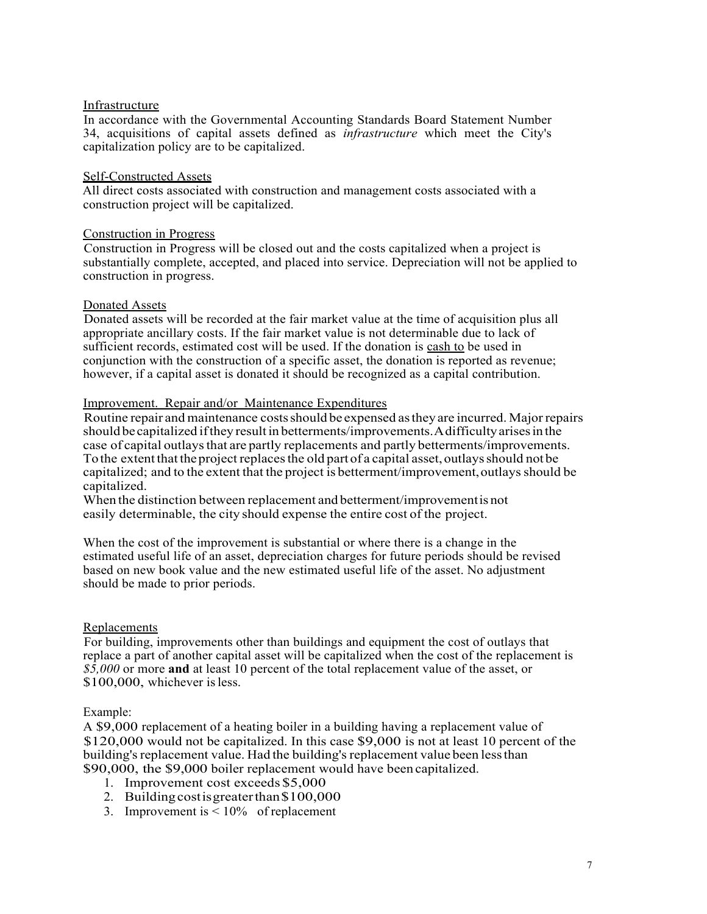Infrastructure

In accordance with the Governmental Accounting Standards Board Statement Number 34, acquisitions of capital assets defined as *infrastructure* which meet the City's capitalization policy are to be capitalized.

Self-Constructed Assets

All direct costs associated with construction and management costs associated with a construction project will be capitalized.

Construction in Progress

Construction in Progress will be closed out and the costs capitalized when a project is substantially complete, accepted, and placed into service. Depreciation will not be applied to construction in progress.

Donated Assets

Donated assets will be recorded at the fair market value at the time of acquisition plus all appropriate ancillary costs. If the fair market value is not determinable due to lack of sufficient records, estimated cost will be used. If the donation is cash to be used in conjunction with the construction of a specific asset, the donation is reported as revenue; however, if a capital asset is donated it should be recognized as a capital contribution.

Improvement. Repair and/or Maintenance Expenditures

Routine repair and maintenance costs should be expensed as they are incurred. Major repairs should be capitalized if they result in betterments/improvements. A difficulty arises in the case of capital outlays that are partly replacements and partly betterments/improvements. To the extent that the project replaces the old part of a capital asset, outlays should not be capitalized; and to the extent that the project is betterment/improvement, outlays should be capitalized.

When the distinction between replacement and betterment/improvement is not easily determinable, the city should expense the entire cost of the project.

When the cost of the improvement is substantial or where there is a change in the estimated useful life of an asset, depreciation charges for future periods should be revised based on new book value and the new estimated useful life of the asset. No adjustment should be made to prior periods.

Replacements

For building, improvements other than buildings and equipment the cost of outlays that replace a part of another capital asset will be capitalized when the cost of the replacement is *$5,000* or more **and** at least 10 percent of the total replacement value of the asset, or $100,000, whichever is less.

Example:

A $9,000 replacement of a heating boiler in a building having a replacement value of $120,000 would not be capitalized. In this case $9,000 is not at least 10 percent of the building's replacement value. Had the building's replacement value been less than $90,000, the $9,000 boiler replacement would have been capitalized.

1. Improvement cost exceeds $5,000
2. Building cost is greater than $100,000
3. Improvement is < 10% of replacement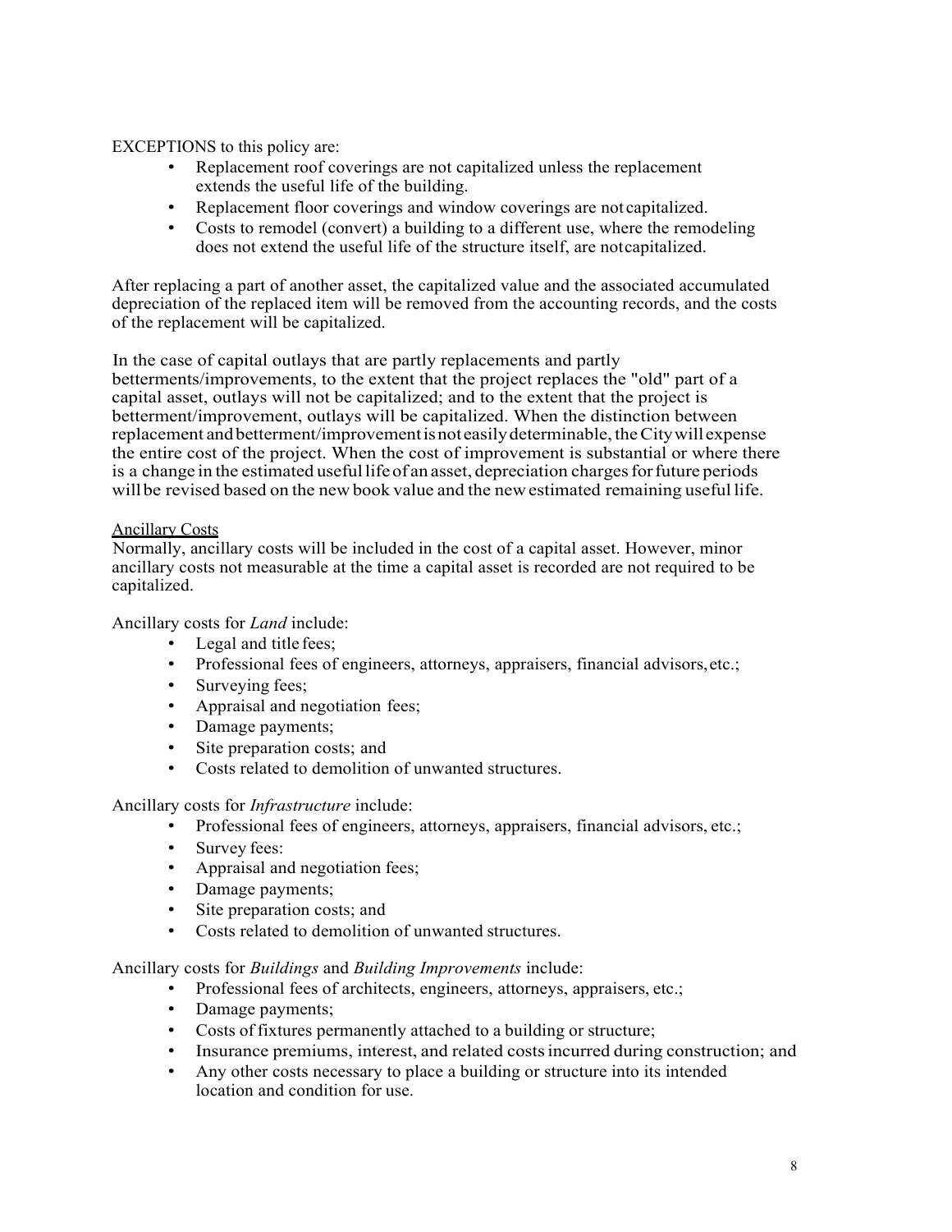EXCEPTIONS to this policy are:

- Replacement roof coverings are not capitalized unless the replacement extends the useful life of the building.
- Replacement floor coverings and window coverings are not capitalized.
- Costs to remodel (convert) a building to a different use, where the remodeling does not extend the useful life of the structure itself, are not capitalized.

After replacing a part of another asset, the capitalized value and the associated accumulated depreciation of the replaced item will be removed from the accounting records, and the costs of the replacement will be capitalized.

In the case of capital outlays that are partly replacements and partly betterments/improvements, to the extent that the project replaces the "old" part of a capital asset, outlays will not be capitalized; and to the extent that the project is betterment/improvement, outlays will be capitalized. When the distinction between replacement and betterment/improvement is not easily determinable, the City will expense the entire cost of the project. When the cost of improvement is substantial or where there is a change in the estimated useful life of an asset, depreciation charges for future periods will be revised based on the new book value and the new estimated remaining useful life.

<u>Ancillary Costs</u>

Normally, ancillary costs will be included in the cost of a capital asset. However, minor ancillary costs not measurable at the time a capital asset is recorded are not required to be capitalized.

Ancillary costs for *Land* include:

- Legal and title fees;
- Professional fees of engineers, attorneys, appraisers, financial advisors, etc.;
- Surveying fees;
- Appraisal and negotiation fees;
- Damage payments;
- Site preparation costs; and
- Costs related to demolition of unwanted structures.

Ancillary costs for *Infrastructure* include:

- Professional fees of engineers, attorneys, appraisers, financial advisors, etc.;
- Survey fees:
- Appraisal and negotiation fees;
- Damage payments;
- Site preparation costs; and
- Costs related to demolition of unwanted structures.

Ancillary costs for *Buildings* and *Building Improvements* include:

- Professional fees of architects, engineers, attorneys, appraisers, etc.;
- Damage payments;
- Costs of fixtures permanently attached to a building or structure;
- Insurance premiums, interest, and related costs incurred during construction; and
- Any other costs necessary to place a building or structure into its intended location and condition for use.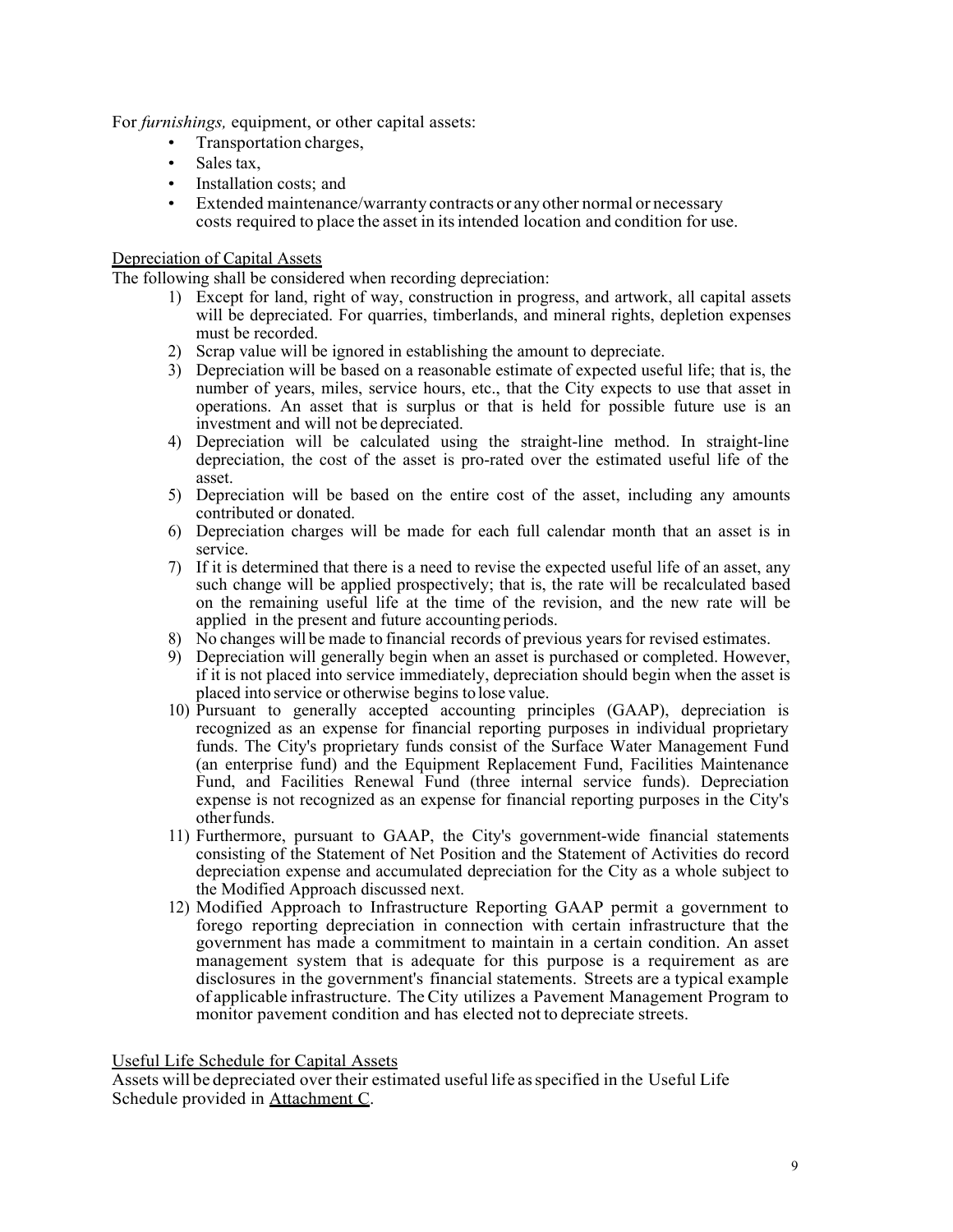For *furnishings,* equipment, or other capital assets:

- Transportation charges,
- Sales tax,
- Installation costs; and
- Extended maintenance/warranty contracts or any other normal or necessary costs required to place the asset in its intended location and condition for use.

Depreciation of Capital Assets

The following shall be considered when recording depreciation:

1) Except for land, right of way, construction in progress, and artwork, all capital assets will be depreciated. For quarries, timberlands, and mineral rights, depletion expenses must be recorded.
2) Scrap value will be ignored in establishing the amount to depreciate.
3) Depreciation will be based on a reasonable estimate of expected useful life; that is, the number of years, miles, service hours, etc., that the City expects to use that asset in operations. An asset that is surplus or that is held for possible future use is an investment and will not be depreciated.
4) Depreciation will be calculated using the straight-line method. In straight-line depreciation, the cost of the asset is pro-rated over the estimated useful life of the asset.
5) Depreciation will be based on the entire cost of the asset, including any amounts contributed or donated.
6) Depreciation charges will be made for each full calendar month that an asset is in service.
7) If it is determined that there is a need to revise the expected useful life of an asset, any such change will be applied prospectively; that is, the rate will be recalculated based on the remaining useful life at the time of the revision, and the new rate will be applied in the present and future accounting periods.
8) No changes will be made to financial records of previous years for revised estimates.
9) Depreciation will generally begin when an asset is purchased or completed. However, if it is not placed into service immediately, depreciation should begin when the asset is placed into service or otherwise begins to lose value.
10) Pursuant to generally accepted accounting principles (GAAP), depreciation is recognized as an expense for financial reporting purposes in individual proprietary funds. The City's proprietary funds consist of the Surface Water Management Fund (an enterprise fund) and the Equipment Replacement Fund, Facilities Maintenance Fund, and Facilities Renewal Fund (three internal service funds). Depreciation expense is not recognized as an expense for financial reporting purposes in the City's other funds.
11) Furthermore, pursuant to GAAP, the City's government-wide financial statements consisting of the Statement of Net Position and the Statement of Activities do record depreciation expense and accumulated depreciation for the City as a whole subject to the Modified Approach discussed next.
12) Modified Approach to Infrastructure Reporting GAAP permit a government to forego reporting depreciation in connection with certain infrastructure that the government has made a commitment to maintain in a certain condition. An asset management system that is adequate for this purpose is a requirement as are disclosures in the government's financial statements. Streets are a typical example of applicable infrastructure. The City utilizes a Pavement Management Program to monitor pavement condition and has elected not to depreciate streets.

Useful Life Schedule for Capital Assets

Assets will be depreciated over their estimated useful life as specified in the Useful Life Schedule provided in Attachment C.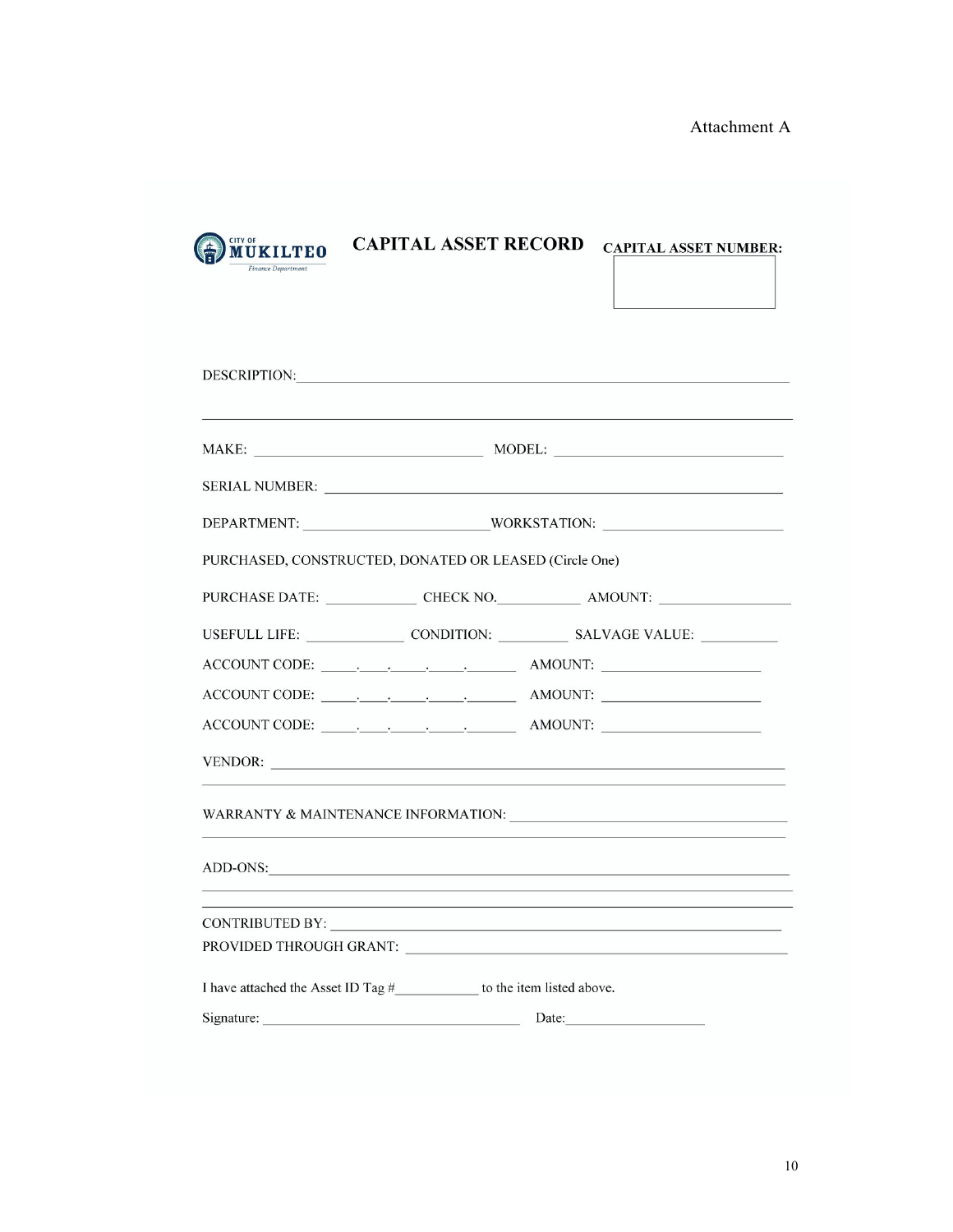Attachment A

CITY OF MUKILTEO
*Finance Department*

# CAPITAL ASSET RECORD

**CAPITAL ASSET NUMBER:**

DESCRIPTION: ____________________________________________

____________________________________________

MAKE: ______________________ MODEL: ______________________

SERIAL NUMBER: ____________________________________________

DEPARTMENT: ____________________ WORKSTATION: ____________________

PURCHASED, CONSTRUCTED, DONATED OR LEASED (Circle One)

PURCHASE DATE: __________ CHECK NO. __________ AMOUNT: ______________

USEFULL LIFE: __________ CONDITION: ________ SALVAGE VALUE: ________

ACCOUNT CODE: _____._____._____._____.______ AMOUNT: ________________

ACCOUNT CODE: _____._____._____._____.______ AMOUNT: ________________

ACCOUNT CODE: _____._____._____._____.______ AMOUNT: ________________

VENDOR: ____________________________________________

WARRANTY & MAINTENANCE INFORMATION: ______________________________

ADD-ONS: ____________________________________________

____________________________________________

CONTRIBUTED BY: ____________________________________________

PROVIDED THROUGH GRANT: ______________________________________

I have attached the Asset ID Tag #__________ to the item listed above.

Signature: ____________________________ Date: ________________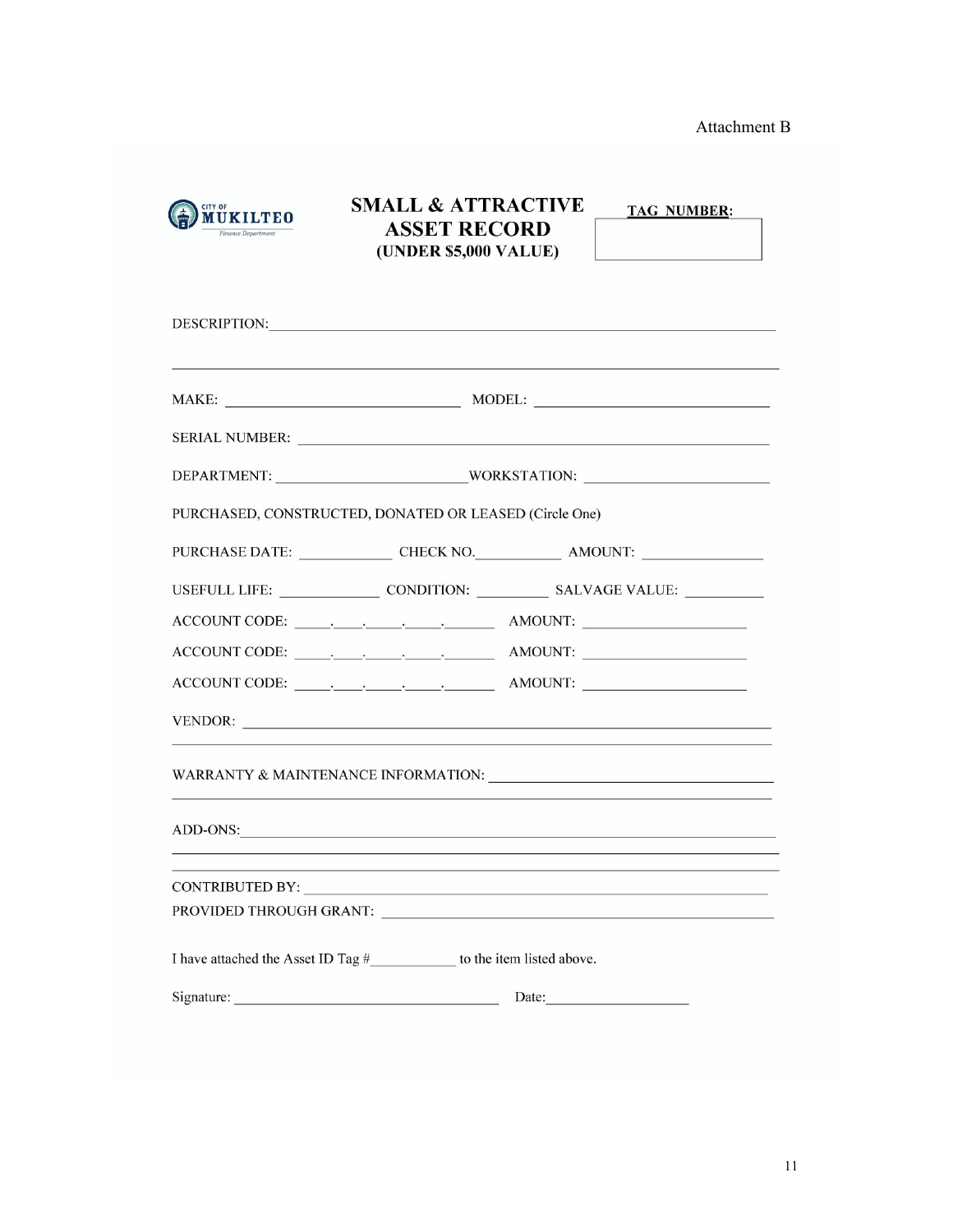Attachment B

CITY OF MUKILTEO
Finance Department

# SMALL & ATTRACTIVE ASSET RECORD
**(UNDER $5,000 VALUE)**

**TAG NUMBER:** ____________

DESCRIPTION: ______________________________________________________________

______________________________________________________________

MAKE: ______________________ MODEL: ______________________

SERIAL NUMBER: ______________________________________________

DEPARTMENT: ____________________ WORKSTATION: ____________________

PURCHASED, CONSTRUCTED, DONATED OR LEASED (Circle One)

PURCHASE DATE: __________ CHECK NO. __________ AMOUNT: ____________

USEFULL LIFE: __________ CONDITION: ________ SALVAGE VALUE: ________

ACCOUNT CODE: ____.____.____.____.______ AMOUNT: ________________

ACCOUNT CODE: ____.____.____.____.______ AMOUNT: ________________

ACCOUNT CODE: ____.____.____.____.______ AMOUNT: ________________

VENDOR: ______________________________________________________________

______________________________________________________________

WARRANTY & MAINTENANCE INFORMATION: ______________________________

______________________________________________________________

ADD-ONS: ______________________________________________________________

______________________________________________________________

______________________________________________________________

CONTRIBUTED BY: ______________________________________________

PROVIDED THROUGH GRANT: ______________________________________

I have attached the Asset ID Tag #__________ to the item listed above.

Signature: ______________________________ Date: ________________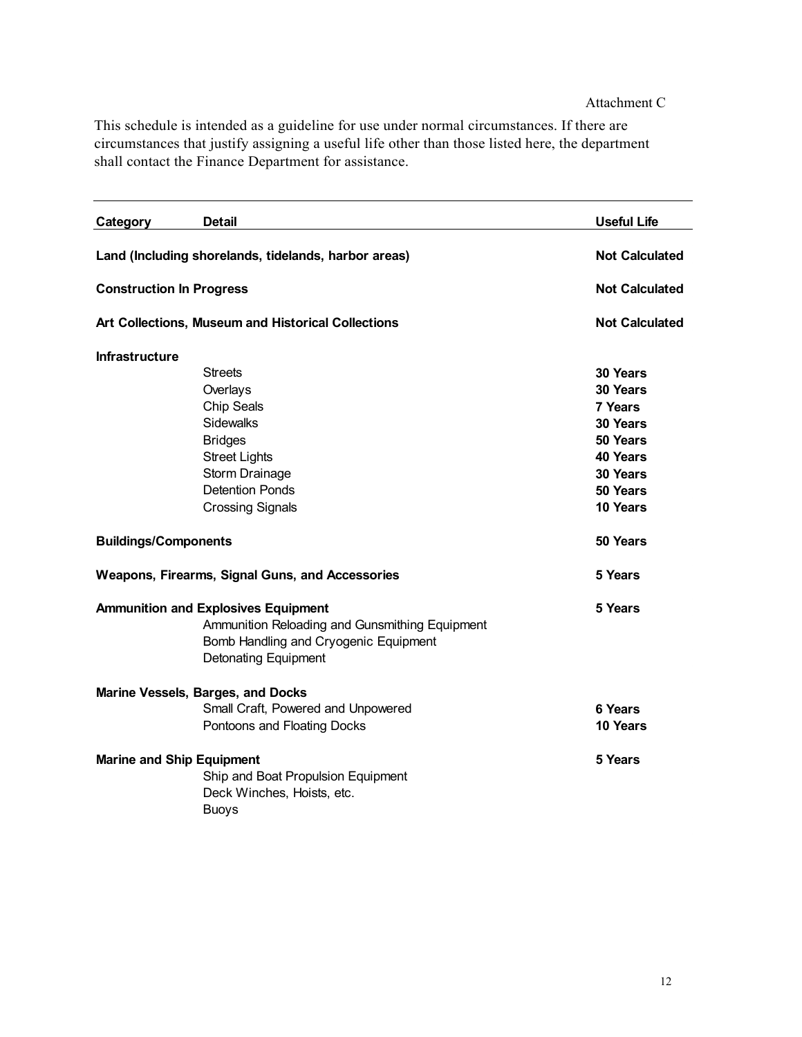Attachment C

This schedule is intended as a guideline for use under normal circumstances. If there are circumstances that justify assigning a useful life other than those listed here, the department shall contact the Finance Department for assistance.

| Category | Detail | Useful Life |
|---|---|---|
| **Land (Including shorelands, tidelands, harbor areas)** | | **Not Calculated** |
| **Construction In Progress** | | **Not Calculated** |
| **Art Collections, Museum and Historical Collections** | | **Not Calculated** |
| **Infrastructure** | | |
| | Streets | **30 Years** |
| | Overlays | **30 Years** |
| | Chip Seals | **7 Years** |
| | Sidewalks | **30 Years** |
| | Bridges | **50 Years** |
| | Street Lights | **40 Years** |
| | Storm Drainage | **30 Years** |
| | Detention Ponds | **50 Years** |
| | Crossing Signals | **10 Years** |
| **Buildings/Components** | | **50 Years** |
| **Weapons, Firearms, Signal Guns, and Accessories** | | **5 Years** |
| **Ammunition and Explosives Equipment** | | **5 Years** |
| | Ammunition Reloading and Gunsmithing Equipment | |
| | Bomb Handling and Cryogenic Equipment | |
| | Detonating Equipment | |
| **Marine Vessels, Barges, and Docks** | | |
| | Small Craft, Powered and Unpowered | **6 Years** |
| | Pontoons and Floating Docks | **10 Years** |
| **Marine and Ship Equipment** | | **5 Years** |
| | Ship and Boat Propulsion Equipment | |
| | Deck Winches, Hoists, etc. | |
| | Buoys | |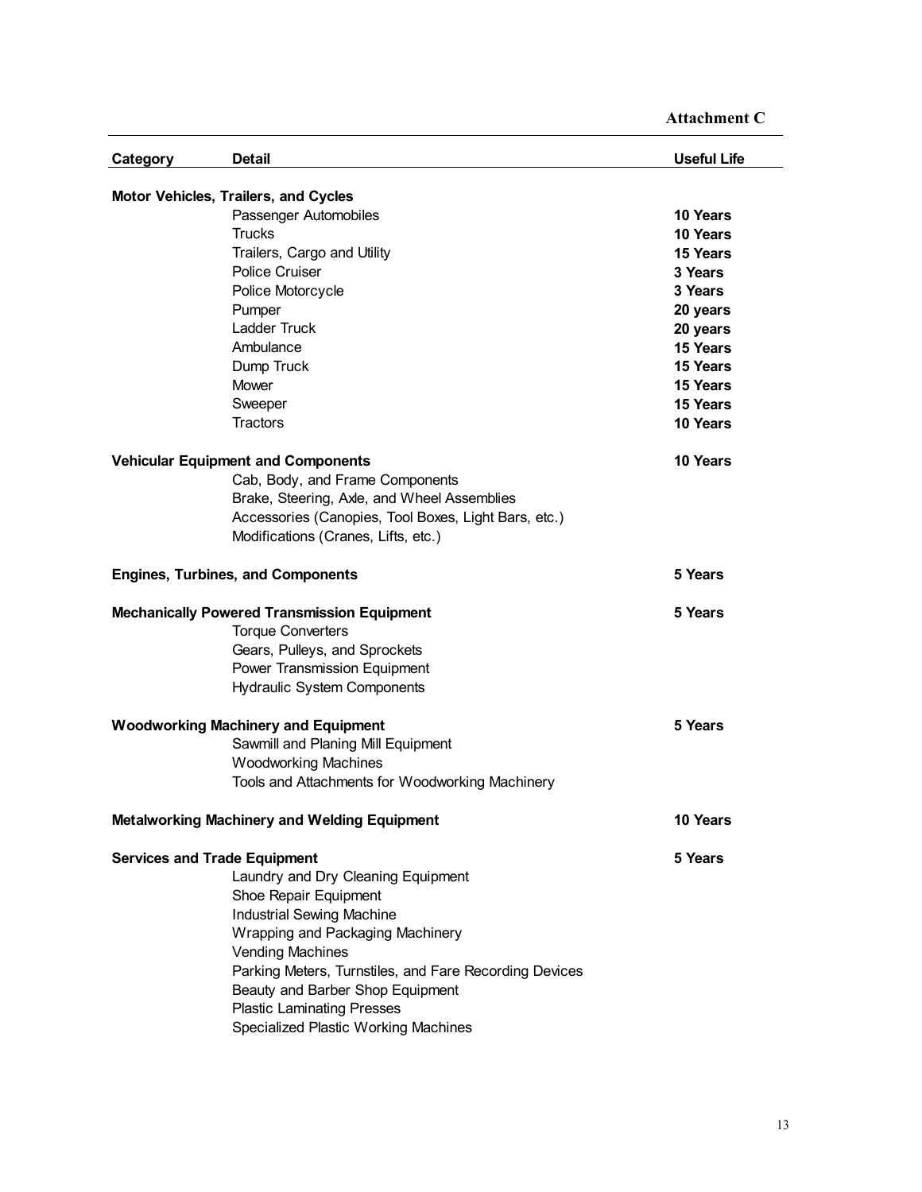**Attachment C**

| Category | Detail | Useful Life |
|---|---|---|
| **Motor Vehicles, Trailers, and Cycles** | | |
| | Passenger Automobiles | **10 Years** |
| | Trucks | **10 Years** |
| | Trailers, Cargo and Utility | **15 Years** |
| | Police Cruiser | **3 Years** |
| | Police Motorcycle | **3 Years** |
| | Pumper | **20 years** |
| | Ladder Truck | **20 years** |
| | Ambulance | **15 Years** |
| | Dump Truck | **15 Years** |
| | Mower | **15 Years** |
| | Sweeper | **15 Years** |
| | Tractors | **10 Years** |
| **Vehicular Equipment and Components** | | **10 Years** |
| | Cab, Body, and Frame Components | |
| | Brake, Steering, Axle, and Wheel Assemblies | |
| | Accessories (Canopies, Tool Boxes, Light Bars, etc.) | |
| | Modifications (Cranes, Lifts, etc.) | |
| **Engines, Turbines, and Components** | | **5 Years** |
| **Mechanically Powered Transmission Equipment** | | **5 Years** |
| | Torque Converters | |
| | Gears, Pulleys, and Sprockets | |
| | Power Transmission Equipment | |
| | Hydraulic System Components | |
| **Woodworking Machinery and Equipment** | | **5 Years** |
| | Sawmill and Planing Mill Equipment | |
| | Woodworking Machines | |
| | Tools and Attachments for Woodworking Machinery | |
| **Metalworking Machinery and Welding Equipment** | | **10 Years** |
| **Services and Trade Equipment** | | **5 Years** |
| | Laundry and Dry Cleaning Equipment | |
| | Shoe Repair Equipment | |
| | Industrial Sewing Machine | |
| | Wrapping and Packaging Machinery | |
| | Vending Machines | |
| | Parking Meters, Turnstiles, and Fare Recording Devices | |
| | Beauty and Barber Shop Equipment | |
| | Plastic Laminating Presses | |
| | Specialized Plastic Working Machines | |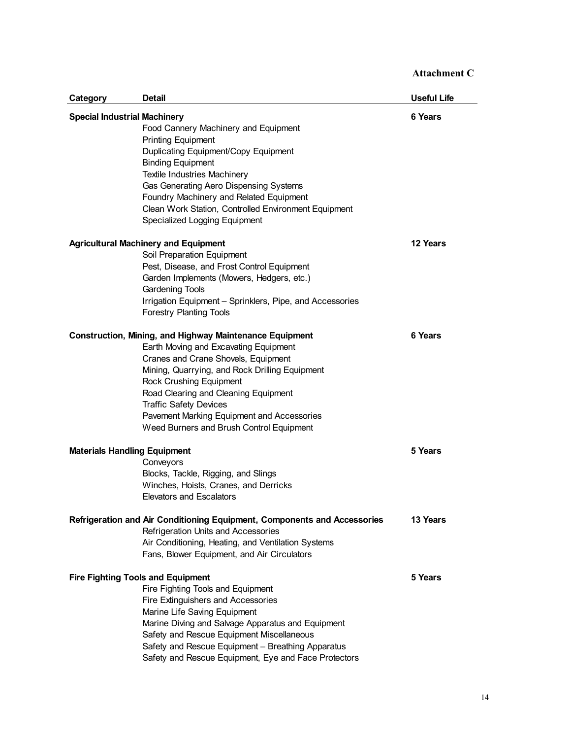**Attachment C**

| Category | Detail | Useful Life |
|---|---|---|
| **Special Industrial Machinery** | | **6 Years** |
| | Food Cannery Machinery and Equipment | |
| | Printing Equipment | |
| | Duplicating Equipment/Copy Equipment | |
| | Binding Equipment | |
| | Textile Industries Machinery | |
| | Gas Generating Aero Dispensing Systems | |
| | Foundry Machinery and Related Equipment | |
| | Clean Work Station, Controlled Environment Equipment | |
| | Specialized Logging Equipment | |
| **Agricultural Machinery and Equipment** | | **12 Years** |
| | Soil Preparation Equipment | |
| | Pest, Disease, and Frost Control Equipment | |
| | Garden Implements (Mowers, Hedgers, etc.) | |
| | Gardening Tools | |
| | Irrigation Equipment – Sprinklers, Pipe, and Accessories | |
| | Forestry Planting Tools | |
| **Construction, Mining, and Highway Maintenance Equipment** | | **6 Years** |
| | Earth Moving and Excavating Equipment | |
| | Cranes and Crane Shovels, Equipment | |
| | Mining, Quarrying, and Rock Drilling Equipment | |
| | Rock Crushing Equipment | |
| | Road Clearing and Cleaning Equipment | |
| | Traffic Safety Devices | |
| | Pavement Marking Equipment and Accessories | |
| | Weed Burners and Brush Control Equipment | |
| **Materials Handling Equipment** | | **5 Years** |
| | Conveyors | |
| | Blocks, Tackle, Rigging, and Slings | |
| | Winches, Hoists, Cranes, and Derricks | |
| | Elevators and Escalators | |
| **Refrigeration and Air Conditioning Equipment, Components and Accessories** | | **13 Years** |
| | Refrigeration Units and Accessories | |
| | Air Conditioning, Heating, and Ventilation Systems | |
| | Fans, Blower Equipment, and Air Circulators | |
| **Fire Fighting Tools and Equipment** | | **5 Years** |
| | Fire Fighting Tools and Equipment | |
| | Fire Extinguishers and Accessories | |
| | Marine Life Saving Equipment | |
| | Marine Diving and Salvage Apparatus and Equipment | |
| | Safety and Rescue Equipment Miscellaneous | |
| | Safety and Rescue Equipment – Breathing Apparatus | |
| | Safety and Rescue Equipment, Eye and Face Protectors | |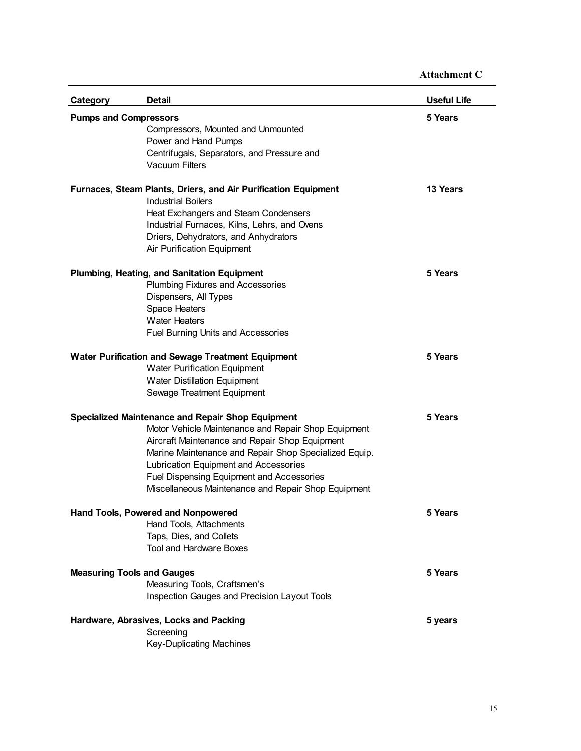**Attachment C**

| Category | Detail | Useful Life |
|---|---|---|
| **Pumps and Compressors** | | **5 Years** |
| | Compressors, Mounted and Unmounted | |
| | Power and Hand Pumps | |
| | Centrifugals, Separators, and Pressure and Vacuum Filters | |
| **Furnaces, Steam Plants, Driers, and Air Purification Equipment** | | **13 Years** |
| | Industrial Boilers | |
| | Heat Exchangers and Steam Condensers | |
| | Industrial Furnaces, Kilns, Lehrs, and Ovens | |
| | Driers, Dehydrators, and Anhydrators | |
| | Air Purification Equipment | |
| **Plumbing, Heating, and Sanitation Equipment** | | **5 Years** |
| | Plumbing Fixtures and Accessories | |
| | Dispensers, All Types | |
| | Space Heaters | |
| | Water Heaters | |
| | Fuel Burning Units and Accessories | |
| **Water Purification and Sewage Treatment Equipment** | | **5 Years** |
| | Water Purification Equipment | |
| | Water Distillation Equipment | |
| | Sewage Treatment Equipment | |
| **Specialized Maintenance and Repair Shop Equipment** | | **5 Years** |
| | Motor Vehicle Maintenance and Repair Shop Equipment | |
| | Aircraft Maintenance and Repair Shop Equipment | |
| | Marine Maintenance and Repair Shop Specialized Equip. | |
| | Lubrication Equipment and Accessories | |
| | Fuel Dispensing Equipment and Accessories | |
| | Miscellaneous Maintenance and Repair Shop Equipment | |
| **Hand Tools, Powered and Nonpowered** | | **5 Years** |
| | Hand Tools, Attachments | |
| | Taps, Dies, and Collets | |
| | Tool and Hardware Boxes | |
| **Measuring Tools and Gauges** | | **5 Years** |
| | Measuring Tools, Craftsmen's | |
| | Inspection Gauges and Precision Layout Tools | |
| **Hardware, Abrasives, Locks and Packing** | | **5 years** |
| | Screening | |
| | Key-Duplicating Machines | |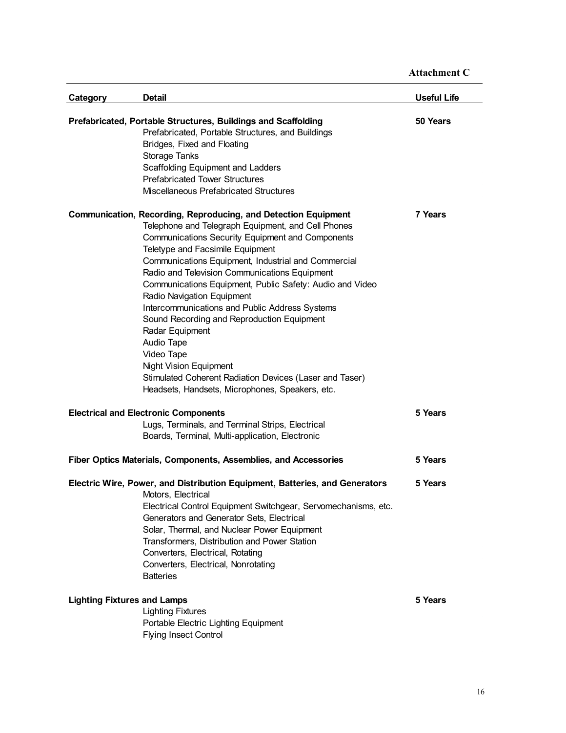**Attachment C**

| Category | Detail | Useful Life |
|---|---|---|
| **Prefabricated, Portable Structures, Buildings and Scaffolding** | | **50 Years** |
| | Prefabricated, Portable Structures, and Buildings | |
| | Bridges, Fixed and Floating | |
| | Storage Tanks | |
| | Scaffolding Equipment and Ladders | |
| | Prefabricated Tower Structures | |
| | Miscellaneous Prefabricated Structures | |
| **Communication, Recording, Reproducing, and Detection Equipment** | | **7 Years** |
| | Telephone and Telegraph Equipment, and Cell Phones | |
| | Communications Security Equipment and Components | |
| | Teletype and Facsimile Equipment | |
| | Communications Equipment, Industrial and Commercial | |
| | Radio and Television Communications Equipment | |
| | Communications Equipment, Public Safety: Audio and Video | |
| | Radio Navigation Equipment | |
| | Intercommunications and Public Address Systems | |
| | Sound Recording and Reproduction Equipment | |
| | Radar Equipment | |
| | Audio Tape | |
| | Video Tape | |
| | Night Vision Equipment | |
| | Stimulated Coherent Radiation Devices (Laser and Taser) | |
| | Headsets, Handsets, Microphones, Speakers, etc. | |
| **Electrical and Electronic Components** | | **5 Years** |
| | Lugs, Terminals, and Terminal Strips, Electrical | |
| | Boards, Terminal, Multi-application, Electronic | |
| **Fiber Optics Materials, Components, Assemblies, and Accessories** | | **5 Years** |
| **Electric Wire, Power, and Distribution Equipment, Batteries, and Generators** | | **5 Years** |
| | Motors, Electrical | |
| | Electrical Control Equipment Switchgear, Servomechanisms, etc. | |
| | Generators and Generator Sets, Electrical | |
| | Solar, Thermal, and Nuclear Power Equipment | |
| | Transformers, Distribution and Power Station | |
| | Converters, Electrical, Rotating | |
| | Converters, Electrical, Nonrotating | |
| | Batteries | |
| **Lighting Fixtures and Lamps** | | **5 Years** |
| | Lighting Fixtures | |
| | Portable Electric Lighting Equipment | |
| | Flying Insect Control | |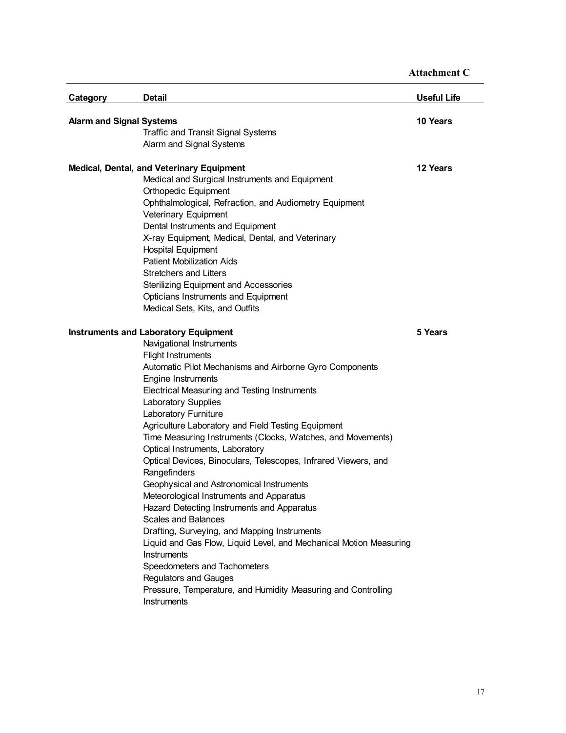**Attachment C**

| Category | Detail | Useful Life |
|---|---|---|
| **Alarm and Signal Systems** | | **10 Years** |
| | Traffic and Transit Signal Systems | |
| | Alarm and Signal Systems | |
| **Medical, Dental, and Veterinary Equipment** | | **12 Years** |
| | Medical and Surgical Instruments and Equipment | |
| | Orthopedic Equipment | |
| | Ophthalmological, Refraction, and Audiometry Equipment | |
| | Veterinary Equipment | |
| | Dental Instruments and Equipment | |
| | X-ray Equipment, Medical, Dental, and Veterinary | |
| | Hospital Equipment | |
| | Patient Mobilization Aids | |
| | Stretchers and Litters | |
| | Sterilizing Equipment and Accessories | |
| | Opticians Instruments and Equipment | |
| | Medical Sets, Kits, and Outfits | |
| **Instruments and Laboratory Equipment** | | **5 Years** |
| | Navigational Instruments | |
| | Flight Instruments | |
| | Automatic Pilot Mechanisms and Airborne Gyro Components | |
| | Engine Instruments | |
| | Electrical Measuring and Testing Instruments | |
| | Laboratory Supplies | |
| | Laboratory Furniture | |
| | Agriculture Laboratory and Field Testing Equipment | |
| | Time Measuring Instruments (Clocks, Watches, and Movements) | |
| | Optical Instruments, Laboratory | |
| | Optical Devices, Binoculars, Telescopes, Infrared Viewers, and Rangefinders | |
| | Geophysical and Astronomical Instruments | |
| | Meteorological Instruments and Apparatus | |
| | Hazard Detecting Instruments and Apparatus | |
| | Scales and Balances | |
| | Drafting, Surveying, and Mapping Instruments | |
| | Liquid and Gas Flow, Liquid Level, and Mechanical Motion Measuring Instruments | |
| | Speedometers and Tachometers | |
| | Regulators and Gauges | |
| | Pressure, Temperature, and Humidity Measuring and Controlling Instruments | |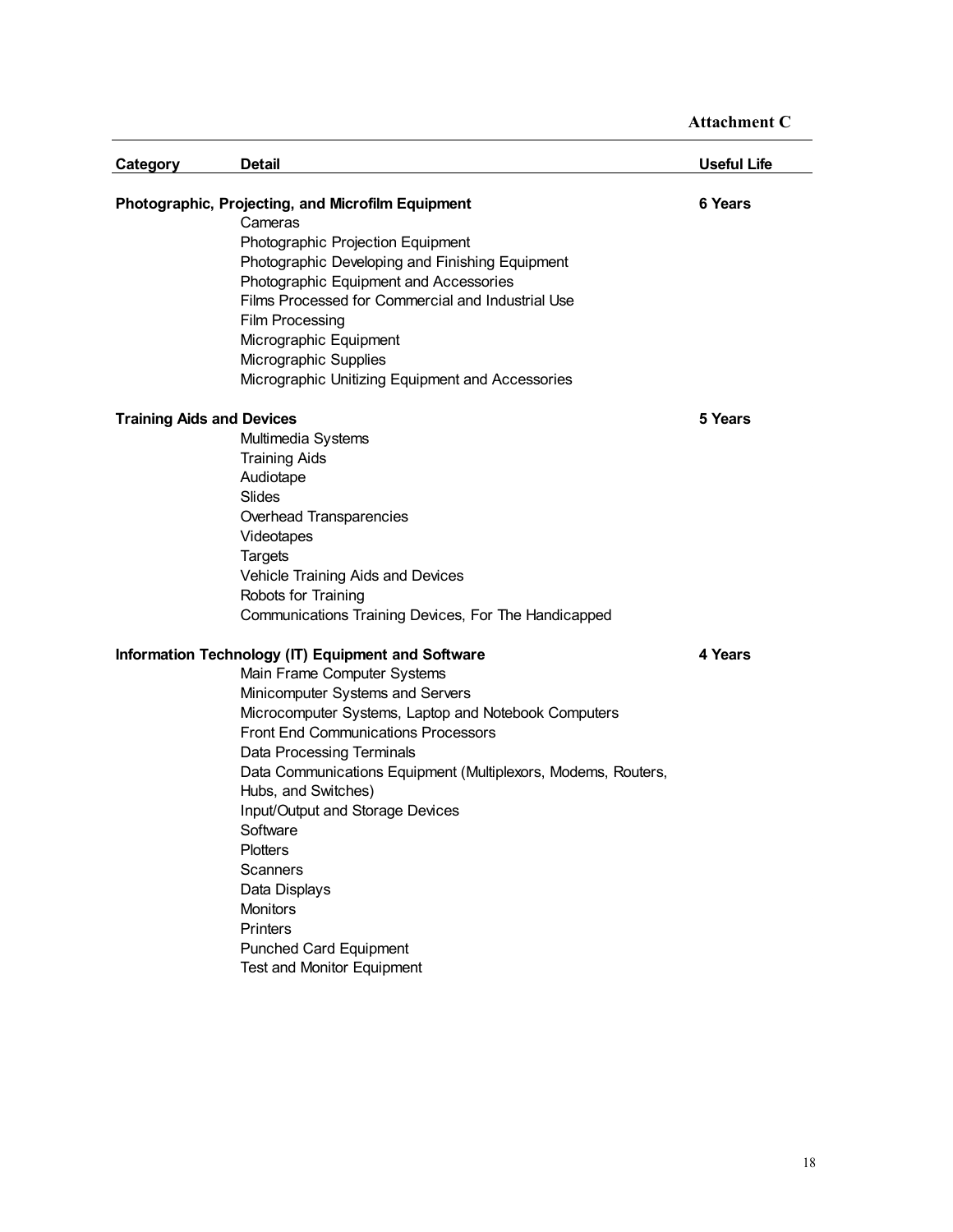**Attachment C**

| Category | Detail | Useful Life |
|---|---|---|
| **Photographic, Projecting, and Microfilm Equipment** | | **6 Years** |
| | Cameras | |
| | Photographic Projection Equipment | |
| | Photographic Developing and Finishing Equipment | |
| | Photographic Equipment and Accessories | |
| | Films Processed for Commercial and Industrial Use | |
| | Film Processing | |
| | Micrographic Equipment | |
| | Micrographic Supplies | |
| | Micrographic Unitizing Equipment and Accessories | |
| **Training Aids and Devices** | | **5 Years** |
| | Multimedia Systems | |
| | Training Aids | |
| | Audiotape | |
| | Slides | |
| | Overhead Transparencies | |
| | Videotapes | |
| | Targets | |
| | Vehicle Training Aids and Devices | |
| | Robots for Training | |
| | Communications Training Devices, For The Handicapped | |
| **Information Technology (IT) Equipment and Software** | | **4 Years** |
| | Main Frame Computer Systems | |
| | Minicomputer Systems and Servers | |
| | Microcomputer Systems, Laptop and Notebook Computers | |
| | Front End Communications Processors | |
| | Data Processing Terminals | |
| | Data Communications Equipment (Multiplexors, Modems, Routers, Hubs, and Switches) | |
| | Input/Output and Storage Devices | |
| | Software | |
| | Plotters | |
| | Scanners | |
| | Data Displays | |
| | Monitors | |
| | Printers | |
| | Punched Card Equipment | |
| | Test and Monitor Equipment | |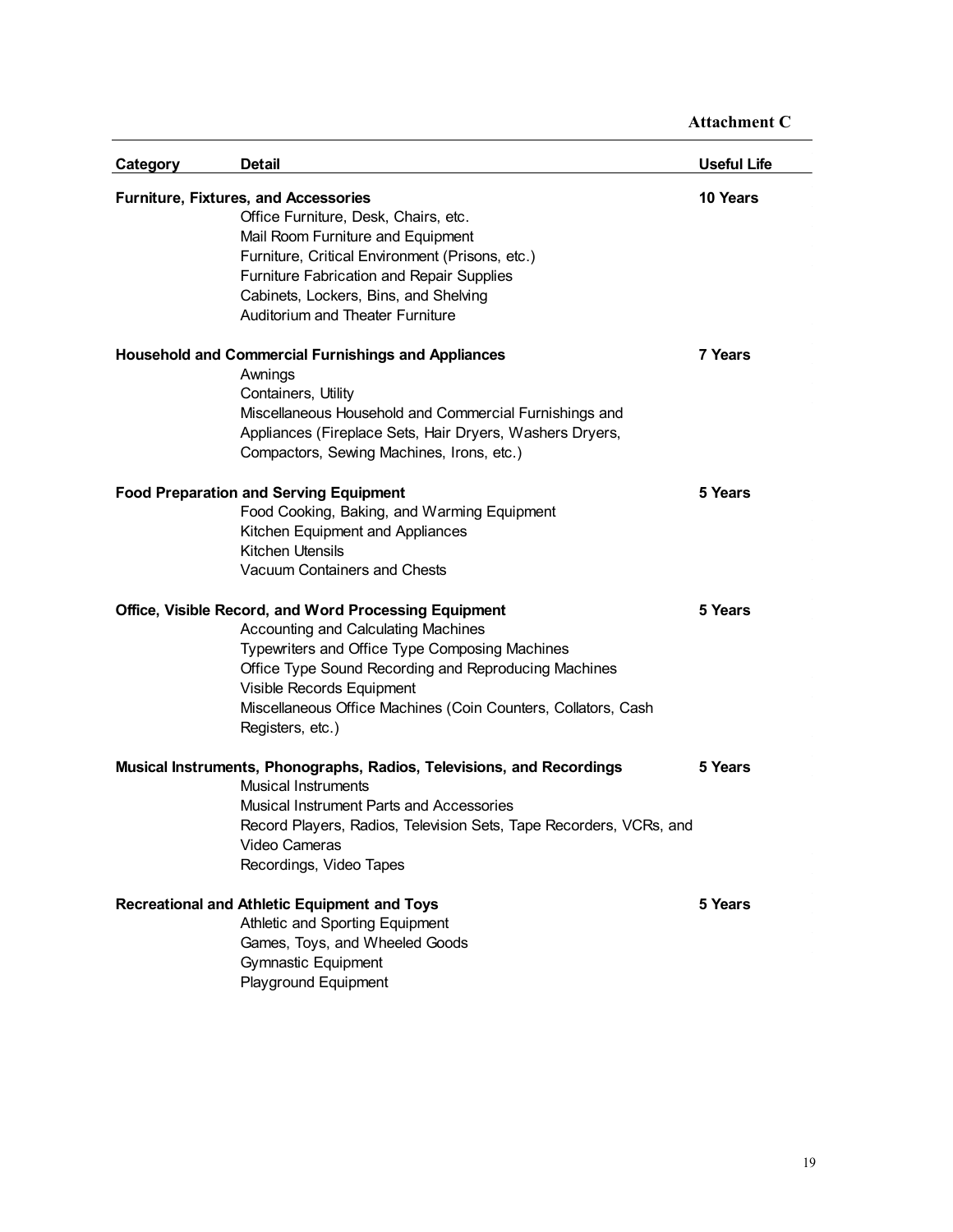**Attachment C**

| Category | Detail | Useful Life |
|---|---|---|
| **Furniture, Fixtures, and Accessories** | | **10 Years** |
| | Office Furniture, Desk, Chairs, etc. | |
| | Mail Room Furniture and Equipment | |
| | Furniture, Critical Environment (Prisons, etc.) | |
| | Furniture Fabrication and Repair Supplies | |
| | Cabinets, Lockers, Bins, and Shelving | |
| | Auditorium and Theater Furniture | |
| **Household and Commercial Furnishings and Appliances** | | **7 Years** |
| | Awnings | |
| | Containers, Utility | |
| | Miscellaneous Household and Commercial Furnishings and Appliances (Fireplace Sets, Hair Dryers, Washers Dryers, Compactors, Sewing Machines, Irons, etc.) | |
| **Food Preparation and Serving Equipment** | | **5 Years** |
| | Food Cooking, Baking, and Warming Equipment | |
| | Kitchen Equipment and Appliances | |
| | Kitchen Utensils | |
| | Vacuum Containers and Chests | |
| **Office, Visible Record, and Word Processing Equipment** | | **5 Years** |
| | Accounting and Calculating Machines | |
| | Typewriters and Office Type Composing Machines | |
| | Office Type Sound Recording and Reproducing Machines | |
| | Visible Records Equipment | |
| | Miscellaneous Office Machines (Coin Counters, Collators, Cash Registers, etc.) | |
| **Musical Instruments, Phonographs, Radios, Televisions, and Recordings** | | **5 Years** |
| | Musical Instruments | |
| | Musical Instrument Parts and Accessories | |
| | Record Players, Radios, Television Sets, Tape Recorders, VCRs, and Video Cameras | |
| | Recordings, Video Tapes | |
| **Recreational and Athletic Equipment and Toys** | | **5 Years** |
| | Athletic and Sporting Equipment | |
| | Games, Toys, and Wheeled Goods | |
| | Gymnastic Equipment | |
| | Playground Equipment | |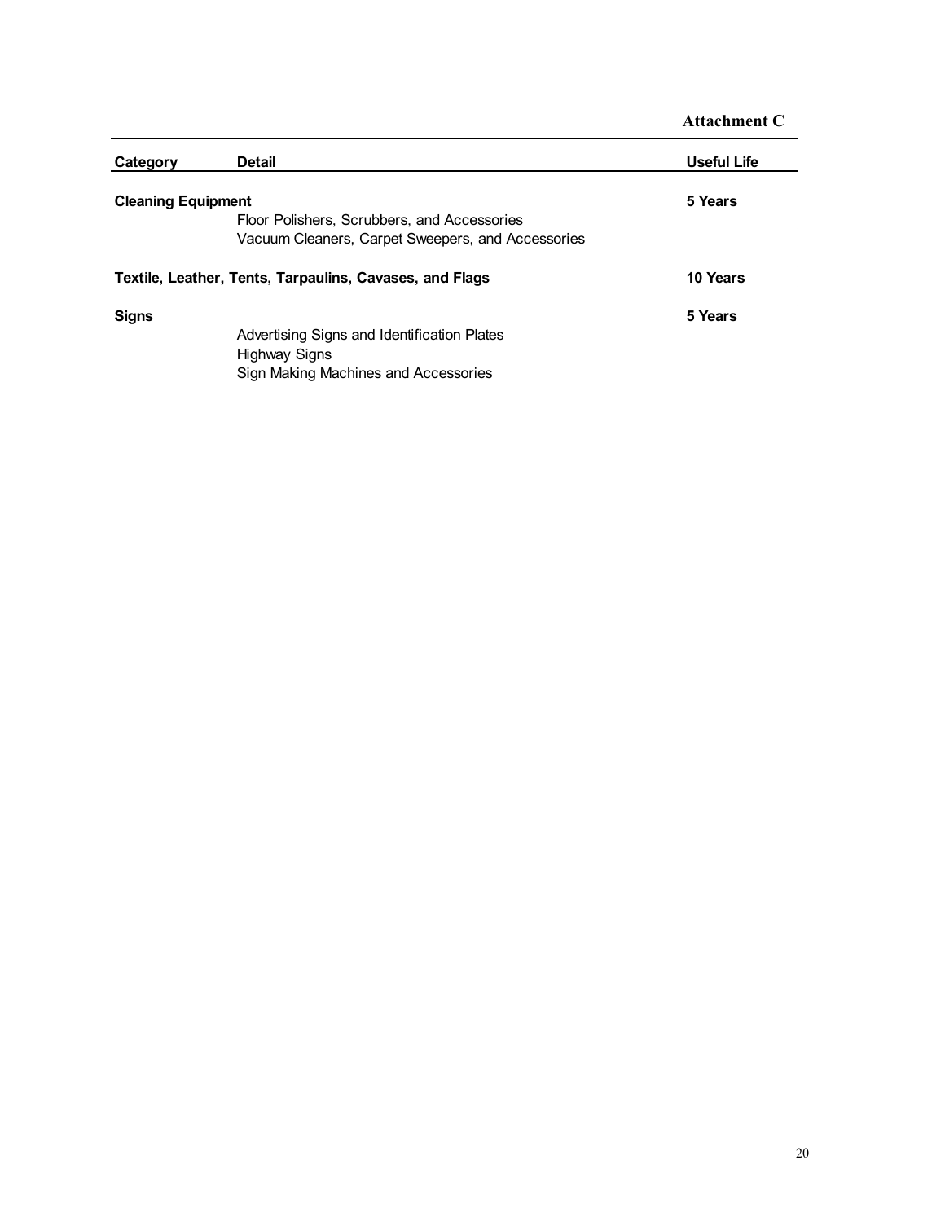**Attachment C**

| Category | Detail | Useful Life |
| --- | --- | --- |
| **Cleaning Equipment** | | **5 Years** |
| | Floor Polishers, Scrubbers, and Accessories | |
| | Vacuum Cleaners, Carpet Sweepers, and Accessories | |
| **Textile, Leather, Tents, Tarpaulins, Cavases, and Flags** | | **10 Years** |
| **Signs** | | **5 Years** |
| | Advertising Signs and Identification Plates | |
| | Highway Signs | |
| | Sign Making Machines and Accessories | |